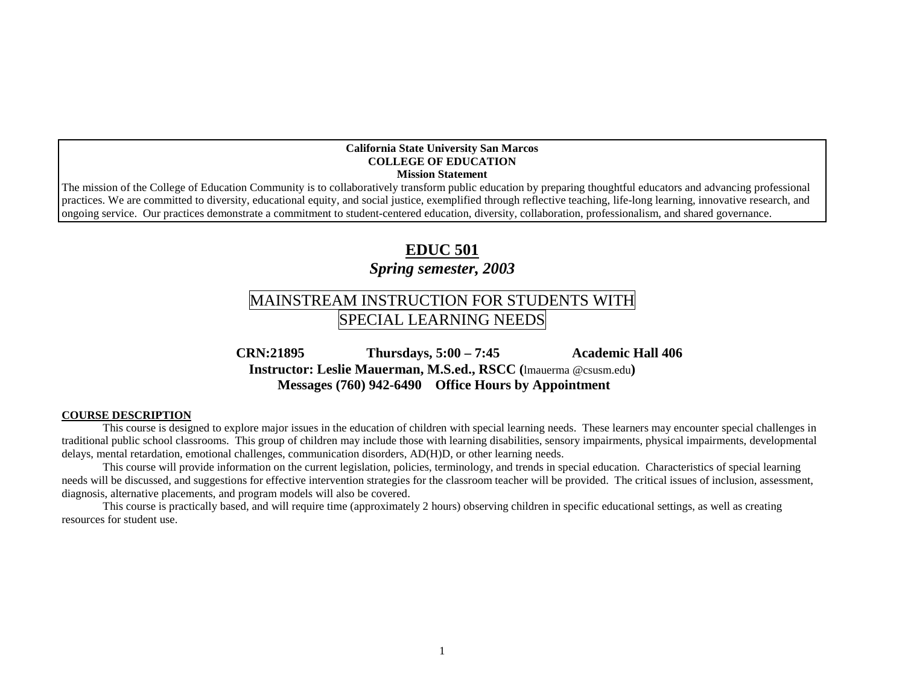**California State University San Marcos**
**COLLEGE OF EDUCATION**
**Mission Statement**

The mission of the College of Education Community is to collaboratively transform public education by preparing thoughtful educators and advancing professional practices. We are committed to diversity, educational equity, and social justice, exemplified through reflective teaching, life-long learning, innovative research, and ongoing service. Our practices demonstrate a commitment to student-centered education, diversity, collaboration, professionalism, and shared governance.

# EDUC 501

***Spring semester, 2003***

## MAINSTREAM INSTRUCTION FOR STUDENTS WITH SPECIAL LEARNING NEEDS

**CRN:21895 Thursdays, 5:00 – 7:45 Academic Hall 406**

**Instructor: Leslie Mauerman, M.S.ed., RSCC (**lmauerma @csusm.edu**)**

**Messages (760) 942-6490 Office Hours by Appointment**

### COURSE DESCRIPTION

This course is designed to explore major issues in the education of children with special learning needs. These learners may encounter special challenges in traditional public school classrooms. This group of children may include those with learning disabilities, sensory impairments, physical impairments, developmental delays, mental retardation, emotional challenges, communication disorders, AD(H)D, or other learning needs.

This course will provide information on the current legislation, policies, terminology, and trends in special education. Characteristics of special learning needs will be discussed, and suggestions for effective intervention strategies for the classroom teacher will be provided. The critical issues of inclusion, assessment, diagnosis, alternative placements, and program models will also be covered.

This course is practically based, and will require time (approximately 2 hours) observing children in specific educational settings, as well as creating resources for student use.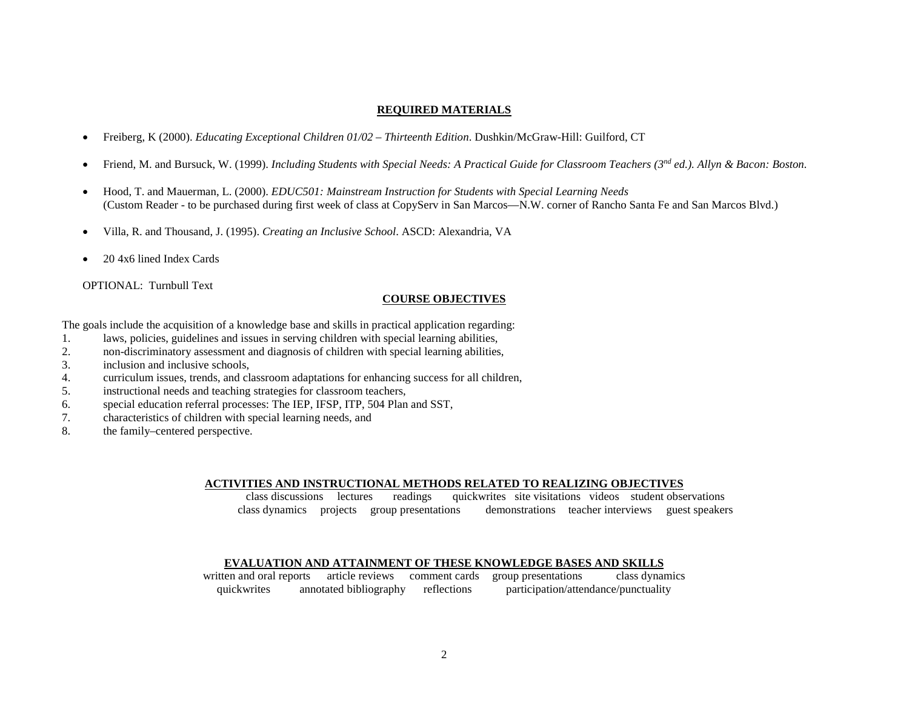## REQUIRED MATERIALS

- Freiberg, K (2000). *Educating Exceptional Children 01/02 – Thirteenth Edition*. Dushkin/McGraw-Hill: Guilford, CT
- Friend, M. and Bursuck, W. (1999). *Including Students with Special Needs: A Practical Guide for Classroom Teachers (3rd ed.). Allyn & Bacon: Boston.*
- Hood, T. and Mauerman, L. (2000). *EDUC501: Mainstream Instruction for Students with Special Learning Needs* (Custom Reader - to be purchased during first week of class at CopyServ in San Marcos—N.W. corner of Rancho Santa Fe and San Marcos Blvd.)
- Villa, R. and Thousand, J. (1995). *Creating an Inclusive School*. ASCD: Alexandria, VA
- 20 4x6 lined Index Cards

OPTIONAL: Turnbull Text

## COURSE OBJECTIVES

The goals include the acquisition of a knowledge base and skills in practical application regarding:

1. laws, policies, guidelines and issues in serving children with special learning abilities,
2. non-discriminatory assessment and diagnosis of children with special learning abilities,
3. inclusion and inclusive schools,
4. curriculum issues, trends, and classroom adaptations for enhancing success for all children,
5. instructional needs and teaching strategies for classroom teachers,
6. special education referral processes: The IEP, IFSP, ITP, 504 Plan and SST,
7. characteristics of children with special learning needs, and
8. the family–centered perspective.

## ACTIVITIES AND INSTRUCTIONAL METHODS RELATED TO REALIZING OBJECTIVES

class discussions lectures readings quickwrites site visitations videos student observations
class dynamics projects group presentations demonstrations teacher interviews guest speakers

## EVALUATION AND ATTAINMENT OF THESE KNOWLEDGE BASES AND SKILLS

written and oral reports article reviews comment cards group presentations class dynamics
quickwrites annotated bibliography reflections participation/attendance/punctuality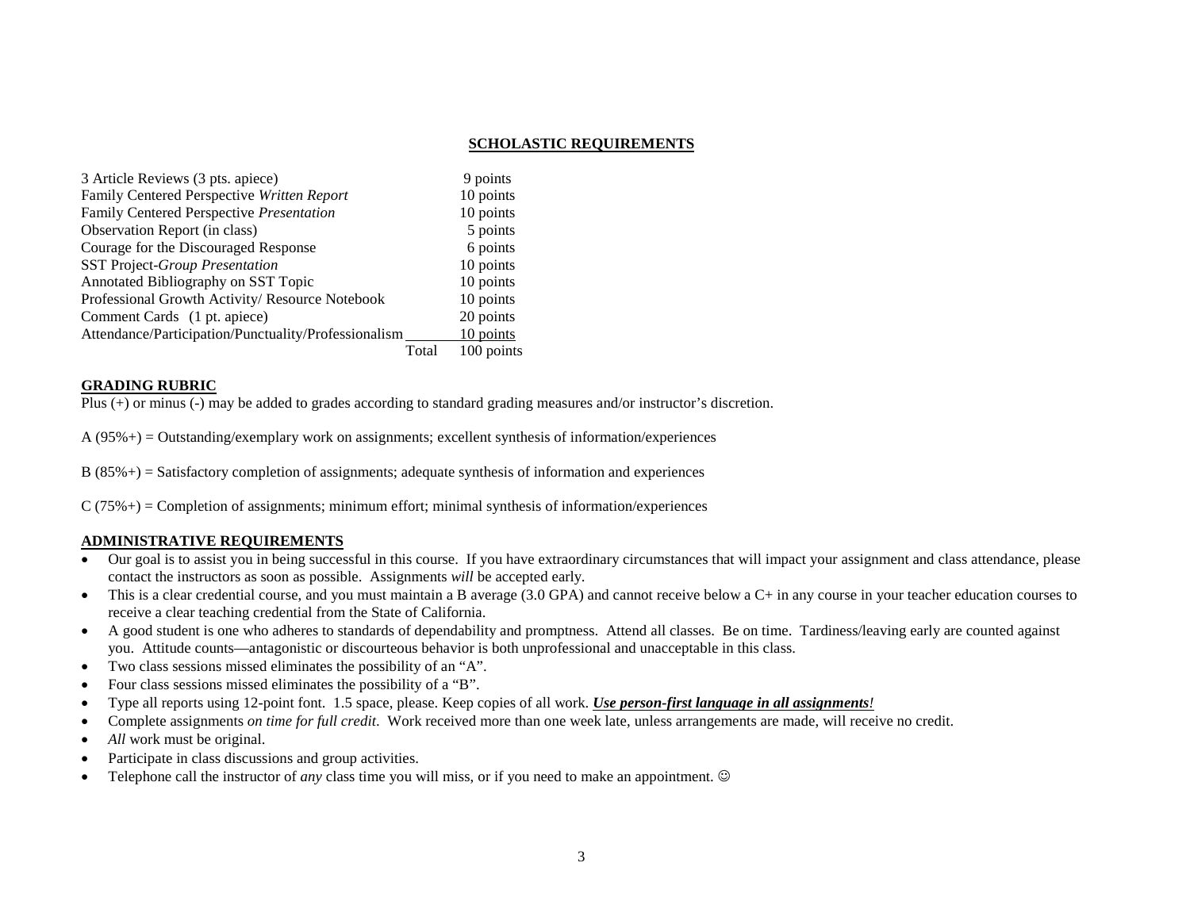## SCHOLASTIC REQUIREMENTS

| Assignment | Points |
|---|---|
| 3 Article Reviews (3 pts. apiece) | 9 points |
| Family Centered Perspective *Written Report* | 10 points |
| Family Centered Perspective *Presentation* | 10 points |
| Observation Report (in class) | 5 points |
| Courage for the Discouraged Response | 6 points |
| SST Project-*Group Presentation* | 10 points |
| Annotated Bibliography on SST Topic | 10 points |
| Professional Growth Activity/ Resource Notebook | 10 points |
| Comment Cards (1 pt. apiece) | 20 points |
| Attendance/Participation/Punctuality/Professionalism | 10 points |
| Total | 100 points |

## GRADING RUBRIC

Plus (+) or minus (-) may be added to grades according to standard grading measures and/or instructor's discretion.

A (95%+) = Outstanding/exemplary work on assignments; excellent synthesis of information/experiences

B (85%+) = Satisfactory completion of assignments; adequate synthesis of information and experiences

C (75%+) = Completion of assignments; minimum effort; minimal synthesis of information/experiences

## ADMINISTRATIVE REQUIREMENTS

- Our goal is to assist you in being successful in this course. If you have extraordinary circumstances that will impact your assignment and class attendance, please contact the instructors as soon as possible. Assignments *will* be accepted early.
- This is a clear credential course, and you must maintain a B average (3.0 GPA) and cannot receive below a C+ in any course in your teacher education courses to receive a clear teaching credential from the State of California.
- A good student is one who adheres to standards of dependability and promptness. Attend all classes. Be on time. Tardiness/leaving early are counted against you. Attitude counts—antagonistic or discourteous behavior is both unprofessional and unacceptable in this class.
- Two class sessions missed eliminates the possibility of an "A".
- Four class sessions missed eliminates the possibility of a "B".
- Type all reports using 12-point font. 1.5 space, please. Keep copies of all work. ***Use person-first language in all assignments!***
- Complete assignments *on time for full credit*. Work received more than one week late, unless arrangements are made, will receive no credit.
- *All* work must be original.
- Participate in class discussions and group activities.
- Telephone call the instructor of *any* class time you will miss, or if you need to make an appointment. ☺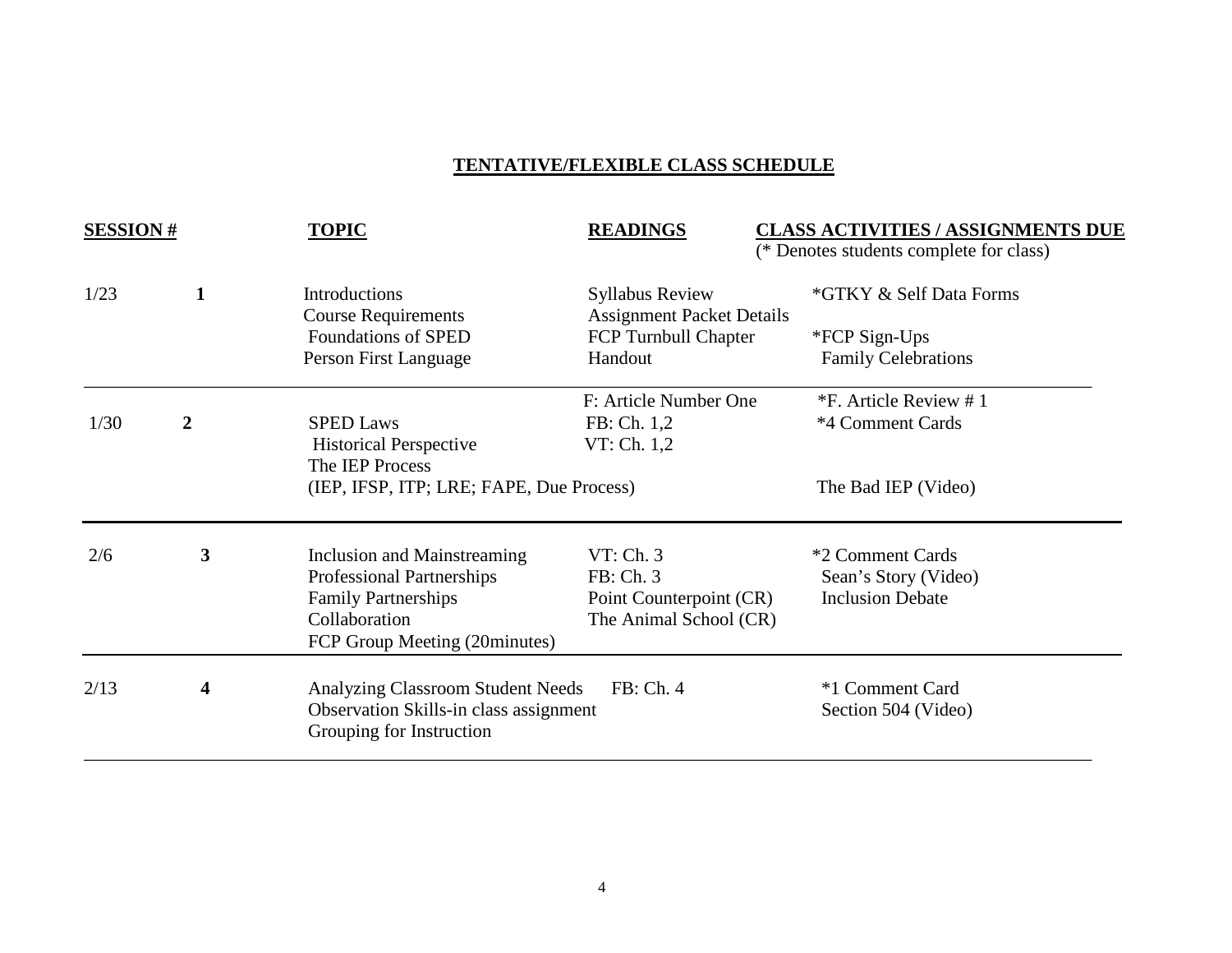## TENTATIVE/FLEXIBLE CLASS SCHEDULE

| SESSION # | | TOPIC | READINGS | CLASS ACTIVITIES / ASSIGNMENTS DUE (* Denotes students complete for class) |
|---|---|---|---|---|
| 1/23 | 1 | Introductions<br>Course Requirements<br>Foundations of SPED<br>Person First Language | Syllabus Review<br>Assignment Packet Details<br>FCP Turnbull Chapter<br>Handout | *GTKY & Self Data Forms<br><br>*FCP Sign-Ups<br>Family Celebrations |
| 1/30 | 2 | SPED Laws<br>Historical Perspective<br>The IEP Process<br>(IEP, IFSP, ITP; LRE; FAPE, Due Process) | F: Article Number One<br>FB: Ch. 1,2<br>VT: Ch. 1,2 | *F. Article Review # 1<br>*4 Comment Cards<br><br>The Bad IEP (Video) |
| 2/6 | 3 | Inclusion and Mainstreaming<br>Professional Partnerships<br>Family Partnerships<br>Collaboration<br>FCP Group Meeting (20minutes) | VT: Ch. 3<br>FB: Ch. 3<br>Point Counterpoint (CR)<br>The Animal School (CR) | *2 Comment Cards<br>Sean's Story (Video)<br>Inclusion Debate |
| 2/13 | 4 | Analyzing Classroom Student Needs<br>Observation Skills-in class assignment<br>Grouping for Instruction | FB: Ch. 4 | *1 Comment Card<br>Section 504 (Video) |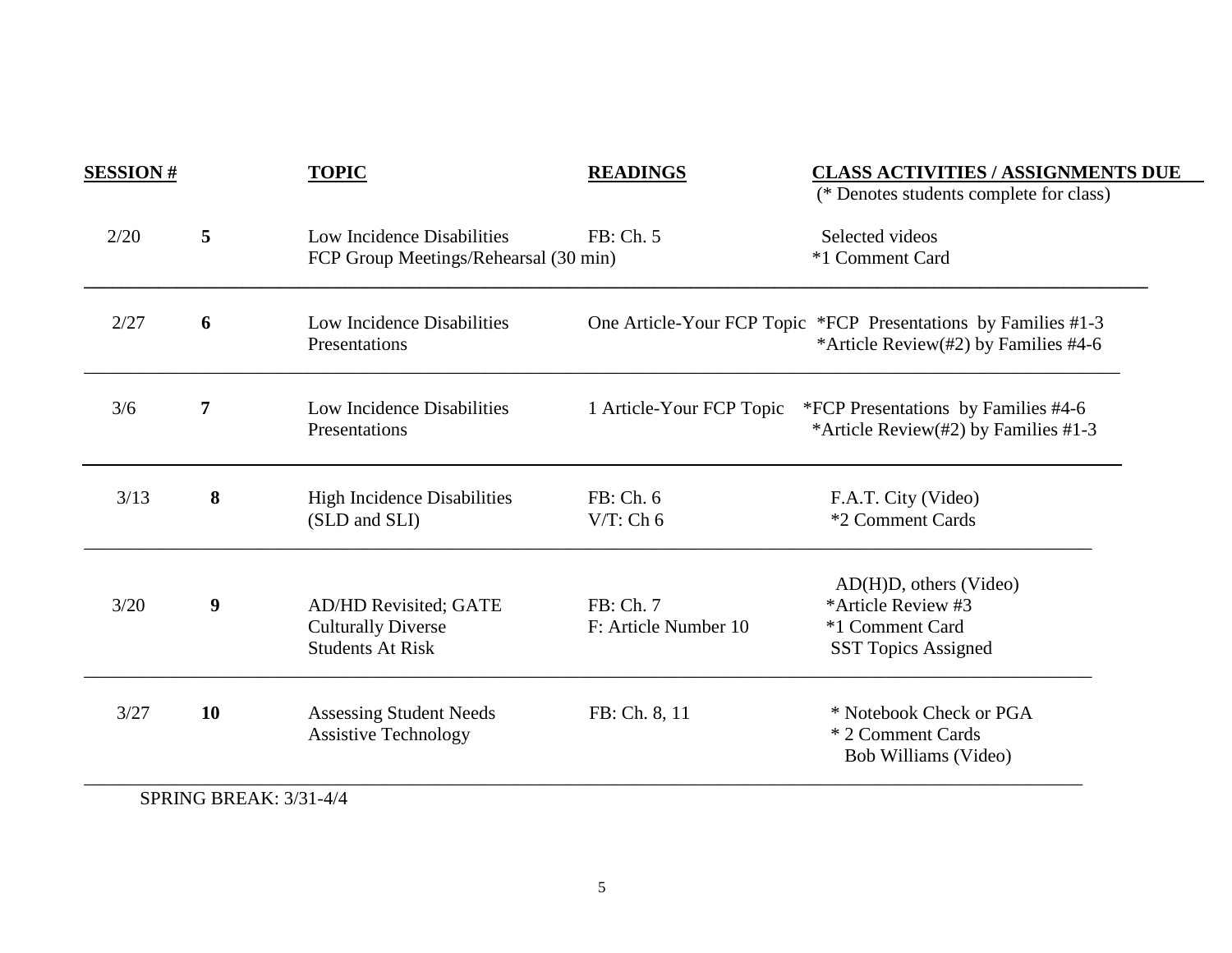| SESSION # | | TOPIC | READINGS | CLASS ACTIVITIES / ASSIGNMENTS DUE (* Denotes students complete for class) |
|---|---|---|---|---|
| 2/20 | **5** | Low Incidence Disabilities<br>FCP Group Meetings/Rehearsal (30 min) | FB: Ch. 5 | Selected videos<br>*1 Comment Card |
| 2/27 | **6** | Low Incidence Disabilities<br>Presentations | One Article-Your FCP Topic | *FCP Presentations by Families #1-3<br>*Article Review(#2) by Families #4-6 |
| 3/6 | **7** | Low Incidence Disabilities<br>Presentations | 1 Article-Your FCP Topic | *FCP Presentations by Families #4-6<br>*Article Review(#2) by Families #1-3 |
| 3/13 | **8** | High Incidence Disabilities<br>(SLD and SLI) | FB: Ch. 6<br>V/T: Ch 6 | F.A.T. City (Video)<br>*2 Comment Cards |
| 3/20 | **9** | AD/HD Revisited; GATE<br>Culturally Diverse<br>Students At Risk | FB: Ch. 7<br>F: Article Number 10 | AD(H)D, others (Video)<br>*Article Review #3<br>*1 Comment Card<br>SST Topics Assigned |
| 3/27 | **10** | Assessing Student Needs<br>Assistive Technology | FB: Ch. 8, 11 | * Notebook Check or PGA<br>* 2 Comment Cards<br>Bob Williams (Video) |

SPRING BREAK: 3/31-4/4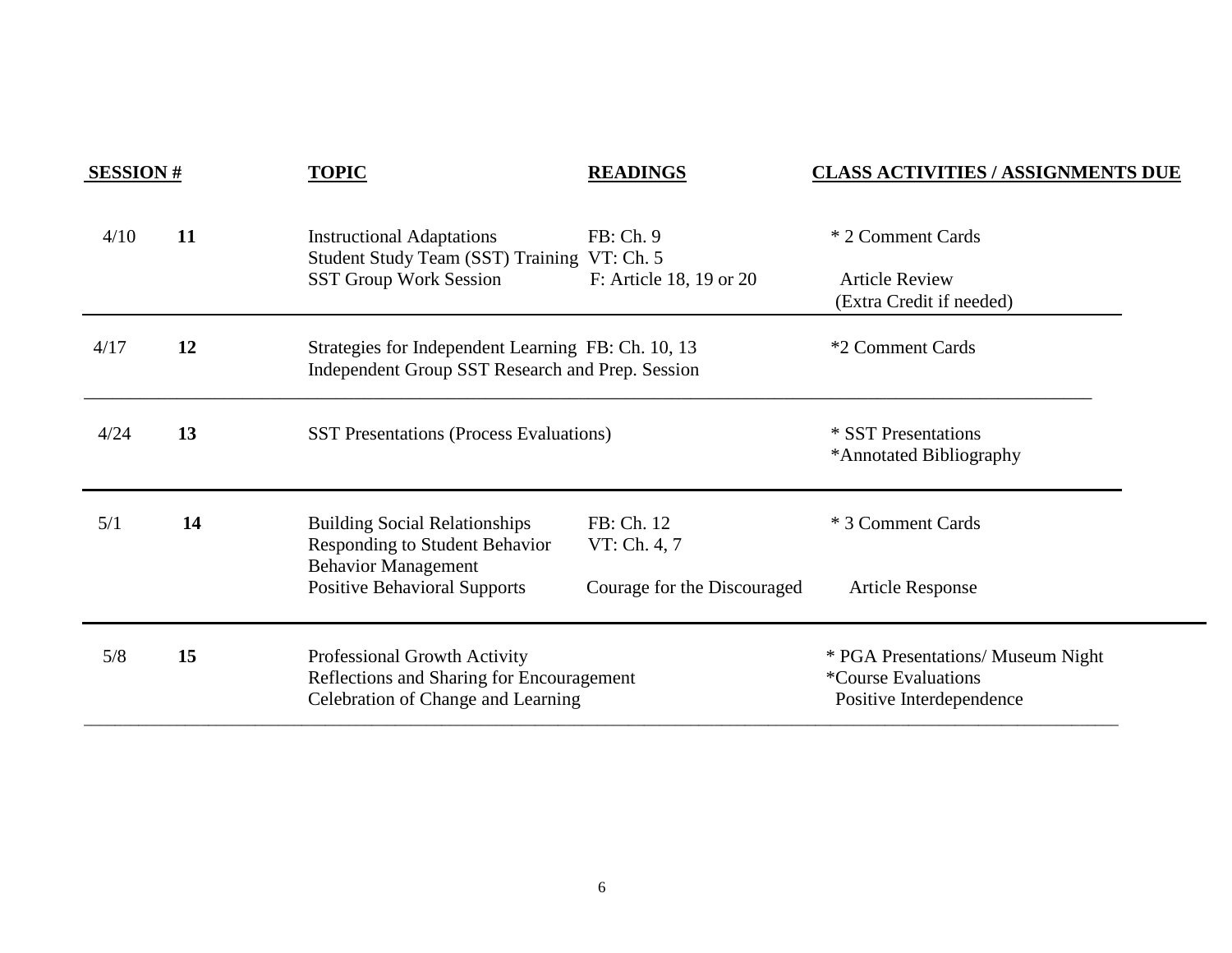| SESSION # | | TOPIC | READINGS | CLASS ACTIVITIES / ASSIGNMENTS DUE |
|---|---|---|---|---|
| 4/10 | **11** | Instructional Adaptations<br>Student Study Team (SST) Training<br>SST Group Work Session | FB: Ch. 9<br>VT: Ch. 5<br>F: Article 18, 19 or 20 | * 2 Comment Cards<br><br>Article Review<br>(Extra Credit if needed) |
| 4/17 | **12** | Strategies for Independent Learning<br>Independent Group SST Research and Prep. Session | FB: Ch. 10, 13 | *2 Comment Cards |
| 4/24 | **13** | SST Presentations (Process Evaluations) | | * SST Presentations<br>*Annotated Bibliography |
| 5/1 | **14** | Building Social Relationships<br>Responding to Student Behavior<br>Behavior Management<br>Positive Behavioral Supports | FB: Ch. 12<br>VT: Ch. 4, 7<br><br>Courage for the Discouraged | * 3 Comment Cards<br><br><br>Article Response |
| 5/8 | **15** | Professional Growth Activity<br>Reflections and Sharing for Encouragement<br>Celebration of Change and Learning | | * PGA Presentations/ Museum Night<br>*Course Evaluations<br>Positive Interdependence |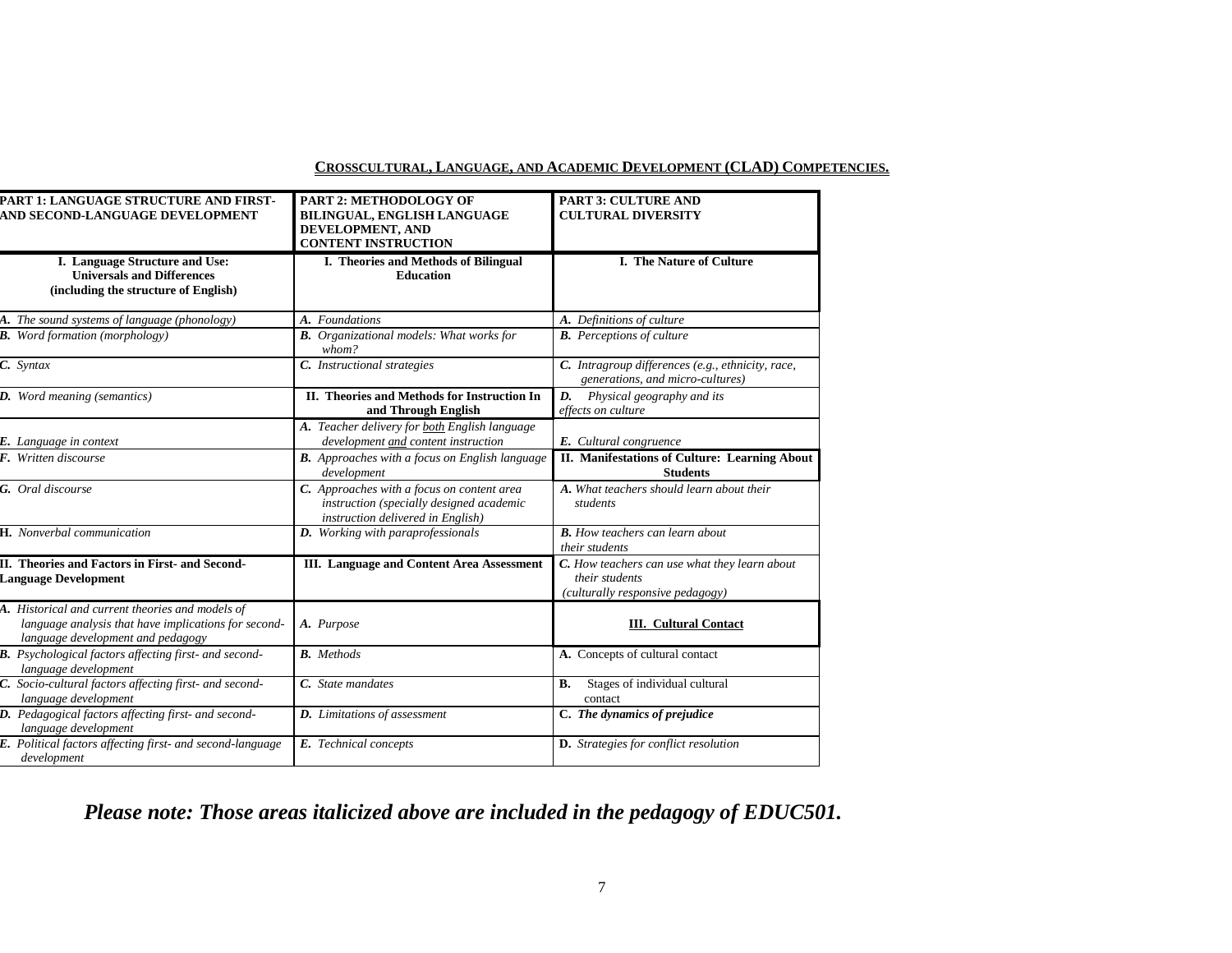**CROSSCULTURAL, LANGUAGE, AND ACADEMIC DEVELOPMENT (CLAD) COMPETENCIES.**

| **PART 1: LANGUAGE STRUCTURE AND FIRST- AND SECOND-LANGUAGE DEVELOPMENT** | **PART 2: METHODOLOGY OF BILINGUAL, ENGLISH LANGUAGE DEVELOPMENT, AND CONTENT INSTRUCTION** | **PART 3: CULTURE AND CULTURAL DIVERSITY** |
|---|---|---|
| **I. Language Structure and Use: Universals and Differences (including the structure of English)** | **I. Theories and Methods of Bilingual Education** | **I. The Nature of Culture** |
| ***A.*** *The sound systems of language (phonology)* | ***A.*** *Foundations* | ***A.*** *Definitions of culture* |
| ***B.*** *Word formation (morphology)* | ***B.*** *Organizational models: What works for whom?* | ***B.*** *Perceptions of culture* |
| ***C.*** *Syntax* | ***C.*** *Instructional strategies* | ***C.*** *Intragroup differences (e.g., ethnicity, race, generations, and micro-cultures)* |
| ***D.*** *Word meaning (semantics)* | **II. Theories and Methods for Instruction In and Through English** | ***D.*** *Physical geography and its effects on culture* |
| ***E.*** *Language in context* | ***A.*** *Teacher delivery for both English language development and content instruction* | ***E.*** *Cultural congruence* |
| ***F.*** *Written discourse* | ***B.*** *Approaches with a focus on English language development* | **II. Manifestations of Culture: Learning About Students** |
| ***G.*** *Oral discourse* | ***C.*** *Approaches with a focus on content area instruction (specially designed academic instruction delivered in English)* | ***A.*** *What teachers should learn about their students* |
| **H.** *Nonverbal communication* | ***D.*** *Working with paraprofessionals* | ***B.*** *How teachers can learn about their students* |
| **II. Theories and Factors in First- and Second-Language Development** | **III. Language and Content Area Assessment** | ***C.*** *How teachers can use what they learn about their students (culturally responsive pedagogy)* |
| ***A.*** *Historical and current theories and models of language analysis that have implications for second-language development and pedagogy* | ***A.*** *Purpose* | **III. Cultural Contact** |
| ***B.*** *Psychological factors affecting first- and second-language development* | ***B.*** *Methods* | **A.** Concepts of cultural contact |
| ***C.*** *Socio-cultural factors affecting first- and second-language development* | ***C.*** *State mandates* | **B.** Stages of individual cultural contact |
| ***D.*** *Pedagogical factors affecting first- and second-language development* | ***D.*** *Limitations of assessment* | **C.** ***The dynamics of prejudice*** |
| ***E.*** *Political factors affecting first- and second-language development* | ***E.*** *Technical concepts* | **D.** *Strategies for conflict resolution* |

***Please note: Those areas italicized above are included in the pedagogy of EDUC501.***